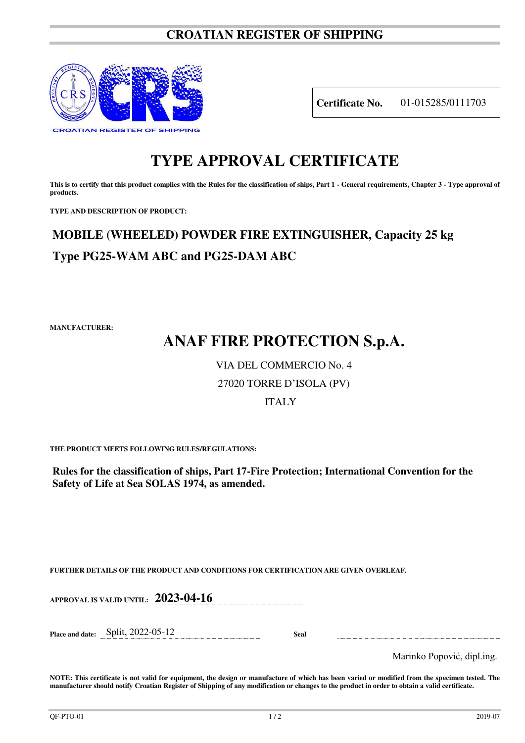# CROATIAN REGISTER OF SHIPPING

**Certificate No.** 01-015285/0111703

# TYPE APPROVAL CERTIFICATE

**This is to certify that this product complies with the Rules for the classification of ships, Part 1 - General requirements, Chapter 3 - Type approval of products.**

**TYPE AND DESCRIPTION OF PRODUCT:**

## MOBILE (WHEELED) POWDER FIRE EXTINGUISHER, Capacity 25 kg

## Type PG25-WAM ABC and PG25-DAM ABC

**MANUFACTURER:**

## ANAF FIRE PROTECTION S.p.A.

VIA DEL COMMERCIO No. 4

27020 TORRE D'ISOLA (PV)

ITALY

**THE PRODUCT MEETS FOLLOWING RULES/REGULATIONS:**

**Rules for the classification of ships, Part 17-Fire Protection; International Convention for the Safety of Life at Sea SOLAS 1974, as amended.**

**FURTHER DETAILS OF THE PRODUCT AND CONDITIONS FOR CERTIFICATION ARE GIVEN OVERLEAF.**

**APPROVAL IS VALID UNTIL:** **2023-04-16**

**Place and date:** Split, 2022-05-12

**Seal**

Marinko Popović, dipl.ing.

**NOTE: This certificate is not valid for equipment, the design or manufacture of which has been varied or modified from the specimen tested. The manufacturer should notify Croatian Register of Shipping of any modification or changes to the product in order to obtain a valid certificate.**

QF-PTO-01 2019-07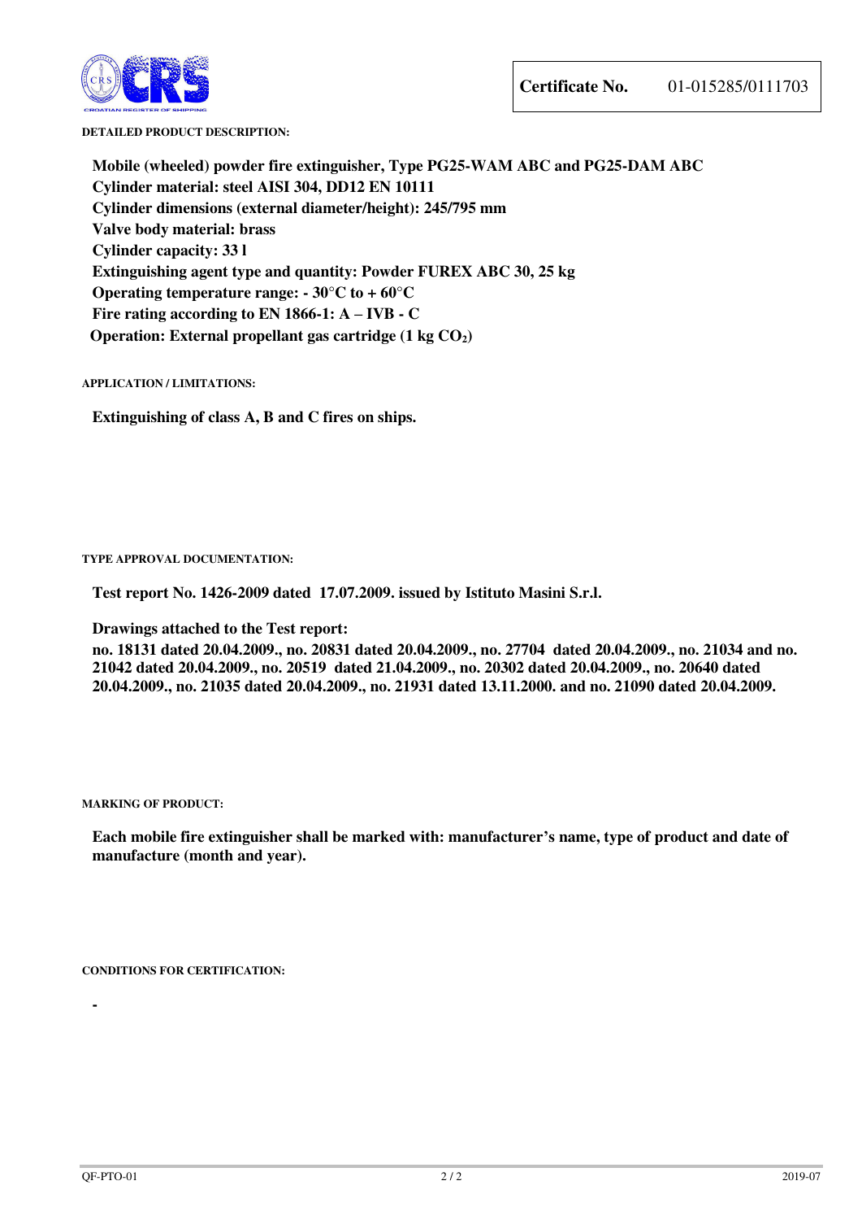**Certificate No.** 01-015285/0111703

DETAILED PRODUCT DESCRIPTION:

**Mobile (wheeled) powder fire extinguisher, Type PG25-WAM ABC and PG25-DAM ABC**
**Cylinder material: steel AISI 304, DD12 EN 10111**
**Cylinder dimensions (external diameter/height): 245/795 mm**
**Valve body material: brass**
**Cylinder capacity: 33 l**
**Extinguishing agent type and quantity: Powder FUREX ABC 30, 25 kg**
**Operating temperature range: - 30°C to + 60°C**
**Fire rating according to EN 1866-1: A – IVB - C**
**Operation: External propellant gas cartridge (1 kg $CO_2$)**

APPLICATION / LIMITATIONS:

**Extinguishing of class A, B and C fires on ships.**

TYPE APPROVAL DOCUMENTATION:

**Test report No. 1426-2009 dated 17.07.2009. issued by Istituto Masini S.r.l.**

**Drawings attached to the Test report:**
**no. 18131 dated 20.04.2009., no. 20831 dated 20.04.2009., no. 27704 dated 20.04.2009., no. 21034 and no. 21042 dated 20.04.2009., no. 20519 dated 21.04.2009., no. 20302 dated 20.04.2009., no. 20640 dated 20.04.2009., no. 21035 dated 20.04.2009., no. 21931 dated 13.11.2000. and no. 21090 dated 20.04.2009.**

MARKING OF PRODUCT:

**Each mobile fire extinguisher shall be marked with: manufacturer's name, type of product and date of manufacture (month and year).**

CONDITIONS FOR CERTIFICATION:

**-**